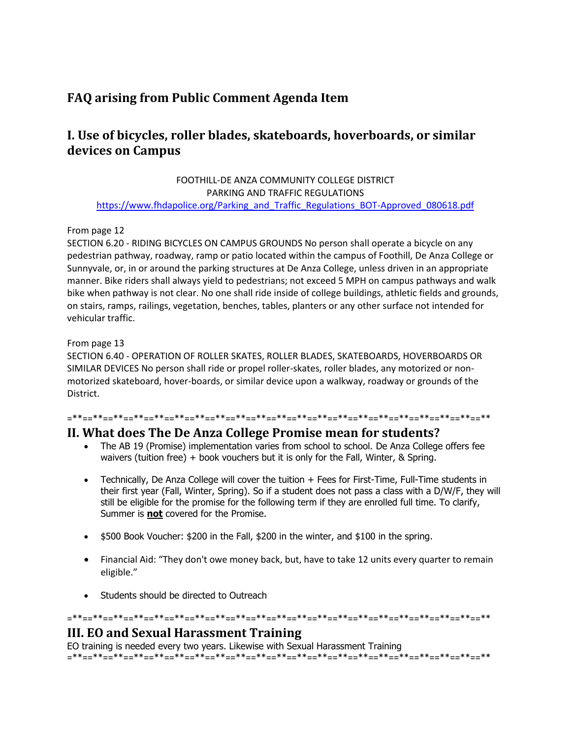## FAQ arising from Public Comment Agenda Item

## I. Use of bicycles, roller blades, skateboards, hoverboards, or similar devices on Campus

FOOTHILL-DE ANZA COMMUNITY COLLEGE DISTRICT
PARKING AND TRAFFIC REGULATIONS
https://www.fhdapolice.org/Parking_and_Traffic_Regulations_BOT-Approved_080618.pdf

From page 12
SECTION 6.20 - RIDING BICYCLES ON CAMPUS GROUNDS No person shall operate a bicycle on any pedestrian pathway, roadway, ramp or patio located within the campus of Foothill, De Anza College or Sunnyvale, or, in or around the parking structures at De Anza College, unless driven in an appropriate manner. Bike riders shall always yield to pedestrians; not exceed 5 MPH on campus pathways and walk bike when pathway is not clear. No one shall ride inside of college buildings, athletic fields and grounds, on stairs, ramps, railings, vegetation, benches, tables, planters or any other surface not intended for vehicular traffic.

From page 13
SECTION 6.40 - OPERATION OF ROLLER SKATES, ROLLER BLADES, SKATEBOARDS, HOVERBOARDS OR SIMILAR DEVICES No person shall ride or propel roller-skates, roller blades, any motorized or non-motorized skateboard, hover-boards, or similar device upon a walkway, roadway or grounds of the District.

=**==**==**==**==**==**==**==**==**==**==**==**==**==**==**==**==**==**==**==**==**==**

## II. What does The De Anza College Promise mean for students?

- The AB 19 (Promise) implementation varies from school to school. De Anza College offers fee waivers (tuition free) + book vouchers but it is only for the Fall, Winter, & Spring.

- Technically, De Anza College will cover the tuition + Fees for First-Time, Full-Time students in their first year (Fall, Winter, Spring). So if a student does not pass a class with a D/W/F, they will still be eligible for the promise for the following term if they are enrolled full time. To clarify, Summer is **not** covered for the Promise.

- $500 Book Voucher: $200 in the Fall, $200 in the winter, and $100 in the spring.

- Financial Aid: "They don't owe money back, but, have to take 12 units every quarter to remain eligible."

- Students should be directed to Outreach

=**==**==**==**==**==**==**==**==**==**==**==**==**==**==**==**==**==**==**==**==**==**

## III. EO and Sexual Harassment Training

EO training is needed every two years. Likewise with Sexual Harassment Training

=**==**==**==**==**==**==**==**==**==**==**==**==**==**==**==**==**==**==**==**==**==**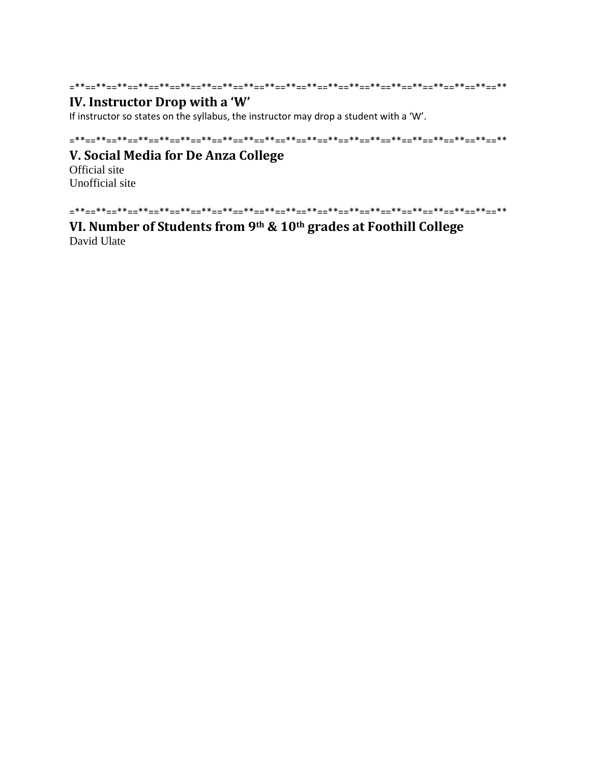=**==**==**==**==**==**==**==**==**==**==**==**==**==**==**==**==**==**==**==**==**==**

## IV. Instructor Drop with a 'W'

If instructor so states on the syllabus, the instructor may drop a student with a 'W'.

=**==**==**==**==**==**==**==**==**==**==**==**==**==**==**==**==**==**==**==**==**==**

## V. Social Media for De Anza College

Official site
Unofficial site

=**==**==**==**==**==**==**==**==**==**==**==**==**==**==**==**==**==**==**==**==**==**

## VI. Number of Students from 9th & 10th grades at Foothill College

David Ulate